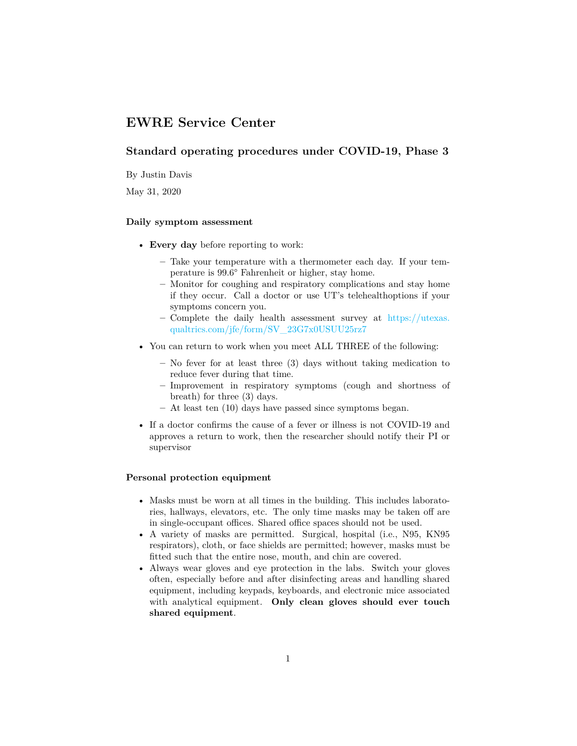# EWRE Service Center

## Standard operating procedures under COVID-19, Phase 3

By Justin Davis

May 31, 2020

### Daily symptom assessment

- **Every day** before reporting to work:
  - Take your temperature with a thermometer each day. If your temperature is 99.6° Fahrenheit or higher, stay home.
  - Monitor for coughing and respiratory complications and stay home if they occur. Call a doctor or use UT's telehealthoptions if your symptoms concern you.
  - Complete the daily health assessment survey at https://utexas.qualtrics.com/jfe/form/SV_23G7x0USUU25rz7
- You can return to work when you meet ALL THREE of the following:
  - No fever for at least three (3) days without taking medication to reduce fever during that time.
  - Improvement in respiratory symptoms (cough and shortness of breath) for three (3) days.
  - At least ten (10) days have passed since symptoms began.
- If a doctor confirms the cause of a fever or illness is not COVID-19 and approves a return to work, then the researcher should notify their PI or supervisor

### Personal protection equipment

- Masks must be worn at all times in the building. This includes laboratories, hallways, elevators, etc. The only time masks may be taken off are in single-occupant offices. Shared office spaces should not be used.
- A variety of masks are permitted. Surgical, hospital (i.e., N95, KN95 respirators), cloth, or face shields are permitted; however, masks must be fitted such that the entire nose, mouth, and chin are covered.
- Always wear gloves and eye protection in the labs. Switch your gloves often, especially before and after disinfecting areas and handling shared equipment, including keypads, keyboards, and electronic mice associated with analytical equipment. **Only clean gloves should ever touch shared equipment**.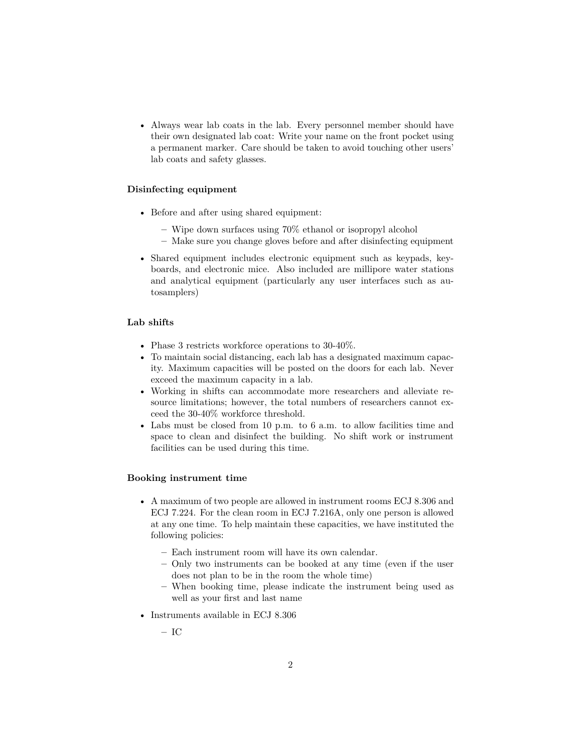- Always wear lab coats in the lab. Every personnel member should have their own designated lab coat: Write your name on the front pocket using a permanent marker. Care should be taken to avoid touching other users' lab coats and safety glasses.

### Disinfecting equipment

- Before and after using shared equipment:
  - Wipe down surfaces using 70% ethanol or isopropyl alcohol
  - Make sure you change gloves before and after disinfecting equipment
- Shared equipment includes electronic equipment such as keypads, keyboards, and electronic mice. Also included are millipore water stations and analytical equipment (particularly any user interfaces such as autosamplers)

### Lab shifts

- Phase 3 restricts workforce operations to 30-40%.
- To maintain social distancing, each lab has a designated maximum capacity. Maximum capacities will be posted on the doors for each lab. Never exceed the maximum capacity in a lab.
- Working in shifts can accommodate more researchers and alleviate resource limitations; however, the total numbers of researchers cannot exceed the 30-40% workforce threshold.
- Labs must be closed from 10 p.m. to 6 a.m. to allow facilities time and space to clean and disinfect the building. No shift work or instrument facilities can be used during this time.

### Booking instrument time

- A maximum of two people are allowed in instrument rooms ECJ 8.306 and ECJ 7.224. For the clean room in ECJ 7.216A, only one person is allowed at any one time. To help maintain these capacities, we have instituted the following policies:
  - Each instrument room will have its own calendar.
  - Only two instruments can be booked at any time (even if the user does not plan to be in the room the whole time)
  - When booking time, please indicate the instrument being used as well as your first and last name
- Instruments available in ECJ 8.306
  - IC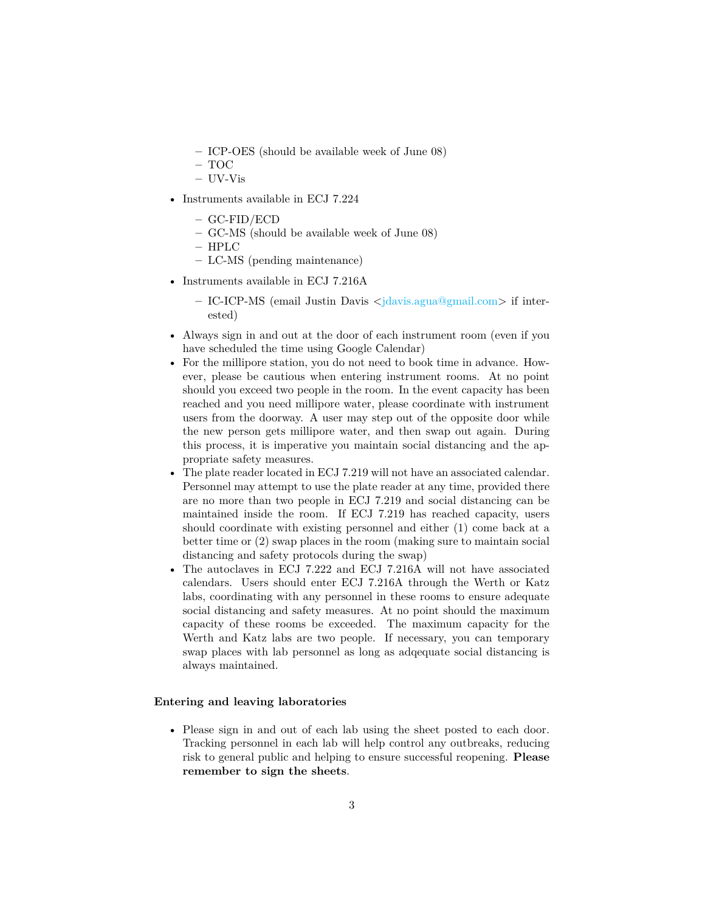- ICP-OES (should be available week of June 08)
  - TOC
  - UV-Vis
- Instruments available in ECJ 7.224
  - GC-FID/ECD
  - GC-MS (should be available week of June 08)
  - HPLC
  - LC-MS (pending maintenance)
- Instruments available in ECJ 7.216A
  - IC-ICP-MS (email Justin Davis <jdavis.agua@gmail.com> if interested)
- Always sign in and out at the door of each instrument room (even if you have scheduled the time using Google Calendar)
- For the millipore station, you do not need to book time in advance. However, please be cautious when entering instrument rooms. At no point should you exceed two people in the room. In the event capacity has been reached and you need millipore water, please coordinate with instrument users from the doorway. A user may step out of the opposite door while the new person gets millipore water, and then swap out again. During this process, it is imperative you maintain social distancing and the appropriate safety measures.
- The plate reader located in ECJ 7.219 will not have an associated calendar. Personnel may attempt to use the plate reader at any time, provided there are no more than two people in ECJ 7.219 and social distancing can be maintained inside the room. If ECJ 7.219 has reached capacity, users should coordinate with existing personnel and either (1) come back at a better time or (2) swap places in the room (making sure to maintain social distancing and safety protocols during the swap)
- The autoclaves in ECJ 7.222 and ECJ 7.216A will not have associated calendars. Users should enter ECJ 7.216A through the Werth or Katz labs, coordinating with any personnel in these rooms to ensure adequate social distancing and safety measures. At no point should the maximum capacity of these rooms be exceeded. The maximum capacity for the Werth and Katz labs are two people. If necessary, you can temporary swap places with lab personnel as long as adqequate social distancing is always maintained.

**Entering and leaving laboratories**

- Please sign in and out of each lab using the sheet posted to each door. Tracking personnel in each lab will help control any outbreaks, reducing risk to general public and helping to ensure successful reopening. **Please remember to sign the sheets**.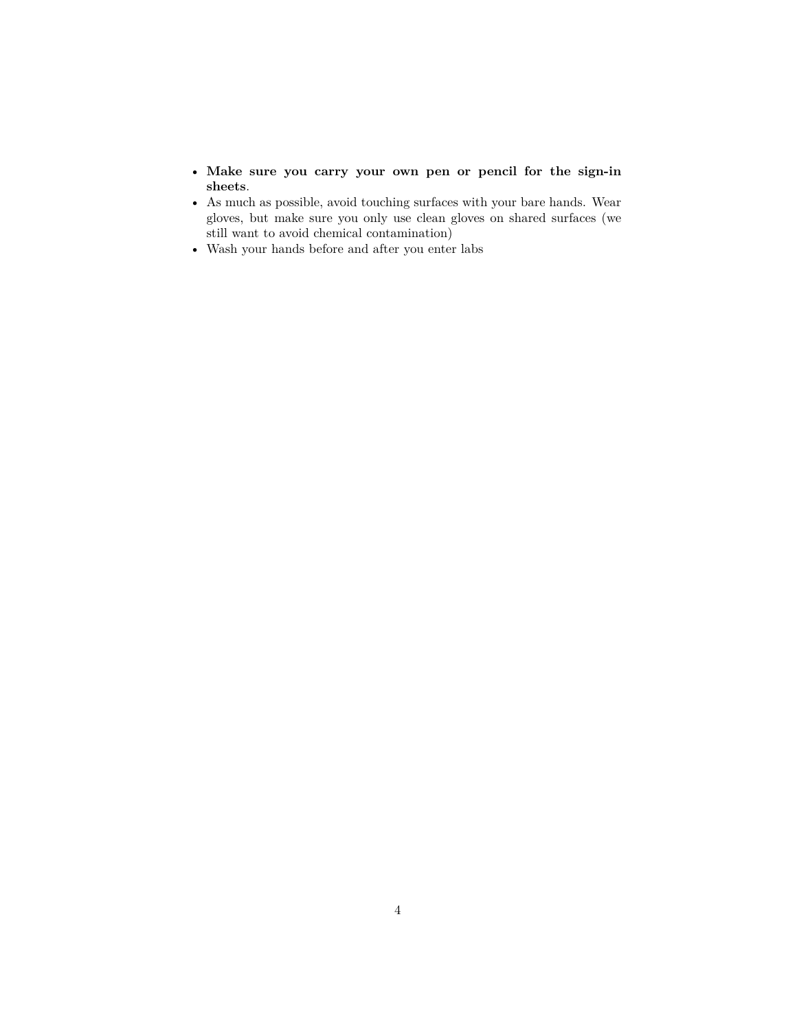- **Make sure you carry your own pen or pencil for the sign-in sheets**.
- As much as possible, avoid touching surfaces with your bare hands. Wear gloves, but make sure you only use clean gloves on shared surfaces (we still want to avoid chemical contamination)
- Wash your hands before and after you enter labs